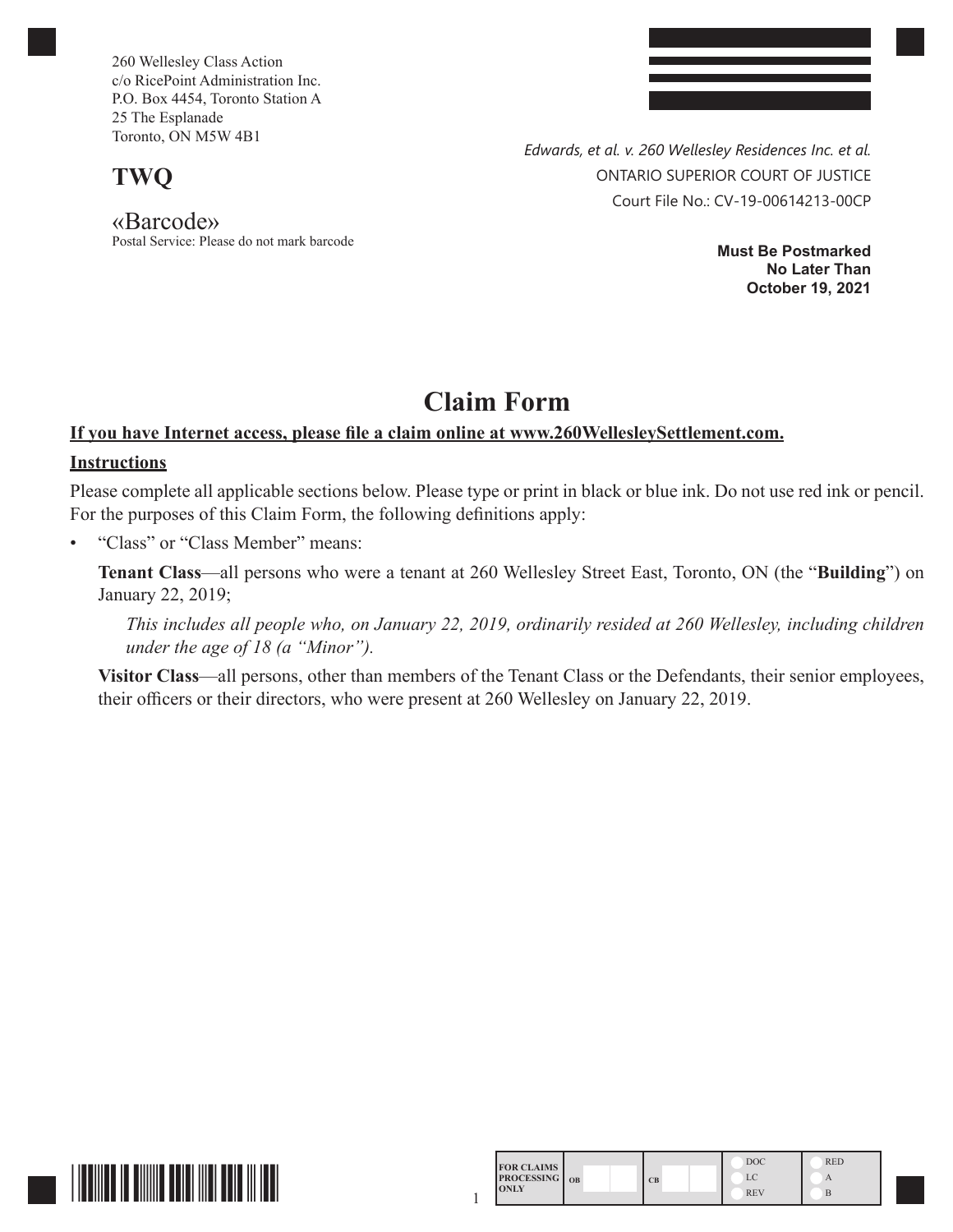260 Wellesley Class Action
c/o RicePoint Administration Inc.
P.O. Box 4454, Toronto Station A
25 The Esplanade
Toronto, ON M5W 4B1

**TWQ**

«Barcode»
Postal Service: Please do not mark barcode

*Edwards, et al. v. 260 Wellesley Residences Inc. et al.*
ONTARIO SUPERIOR COURT OF JUSTICE
Court File No.: CV-19-00614213-00CP

**Must Be Postmarked No Later Than October 19, 2021**

# Claim Form

**If you have Internet access, please file a claim online at www.260WellesleySettlement.com.**

**Instructions**

Please complete all applicable sections below. Please type or print in black or blue ink. Do not use red ink or pencil. For the purposes of this Claim Form, the following definitions apply:

- "Class" or "Class Member" means:

  **Tenant Class**—all persons who were a tenant at 260 Wellesley Street East, Toronto, ON (the "**Building**") on January 22, 2019;

  *This includes all people who, on January 22, 2019, ordinarily resided at 260 Wellesley, including children under the age of 18 (a "Minor").*

  **Visitor Class**—all persons, other than members of the Tenant Class or the Defendants, their senior employees, their officers or their directors, who were present at 260 Wellesley on January 22, 2019.

| FOR CLAIMS PROCESSING ONLY | OB | CB | DOC / LC / REV | RED / A / B |
| --- | --- | --- | --- | --- |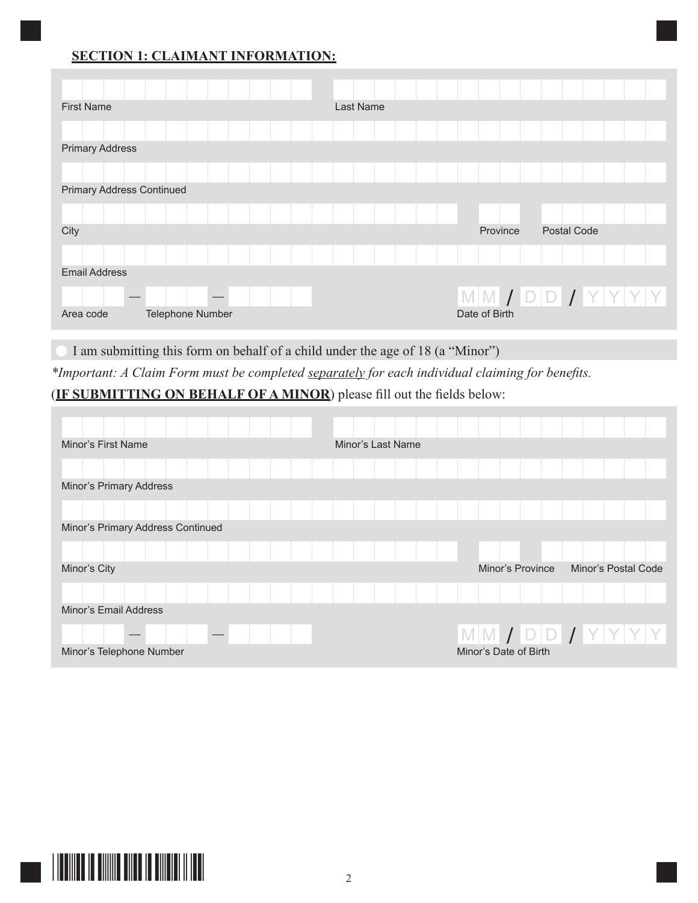**SECTION 1: CLAIMANT INFORMATION:**

First Name

Last Name

Primary Address

Primary Address Continued

City

Province

Postal Code

Email Address

Area code — Telephone Number —

MM / DD / YYYY

Date of Birth

○ I am submitting this form on behalf of a child under the age of 18 (a "Minor")

*\*Important: A Claim Form must be completed separately for each individual claiming for benefits.*

(**IF SUBMITTING ON BEHALF OF A MINOR**) please fill out the fields below:

Minor's First Name

Minor's Last Name

Minor's Primary Address

Minor's Primary Address Continued

Minor's City

Minor's Province

Minor's Postal Code

Minor's Email Address

— —

Minor's Telephone Number

MM / DD / YYYY

Minor's Date of Birth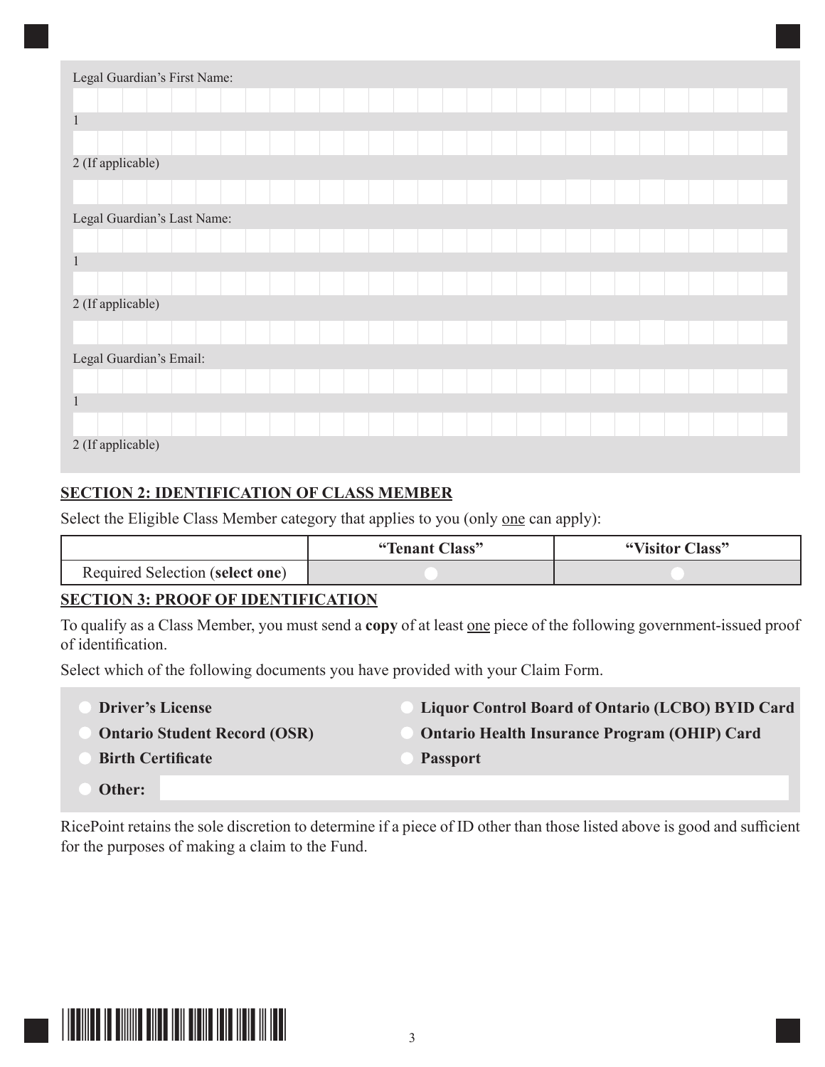Legal Guardian's First Name:

1

2 (If applicable)

Legal Guardian's Last Name:

1

2 (If applicable)

Legal Guardian's Email:

1

2 (If applicable)

## SECTION 2: IDENTIFICATION OF CLASS MEMBER

Select the Eligible Class Member category that applies to you (only one can apply):

| | "Tenant Class" | "Visitor Class" |
|---|---|---|
| Required Selection (**select one**) | ○ | ○ |

## SECTION 3: PROOF OF IDENTIFICATION

To qualify as a Class Member, you must send a **copy** of at least one piece of the following government-issued proof of identification.

Select which of the following documents you have provided with your Claim Form.

- ○ **Driver's License**
- ○ **Ontario Student Record (OSR)**
- ○ **Birth Certificate**
- ○ **Liquor Control Board of Ontario (LCBO) BYID Card**
- ○ **Ontario Health Insurance Program (OHIP) Card**
- ○ **Passport**
- ○ **Other:**

RicePoint retains the sole discretion to determine if a piece of ID other than those listed above is good and sufficient for the purposes of making a claim to the Fund.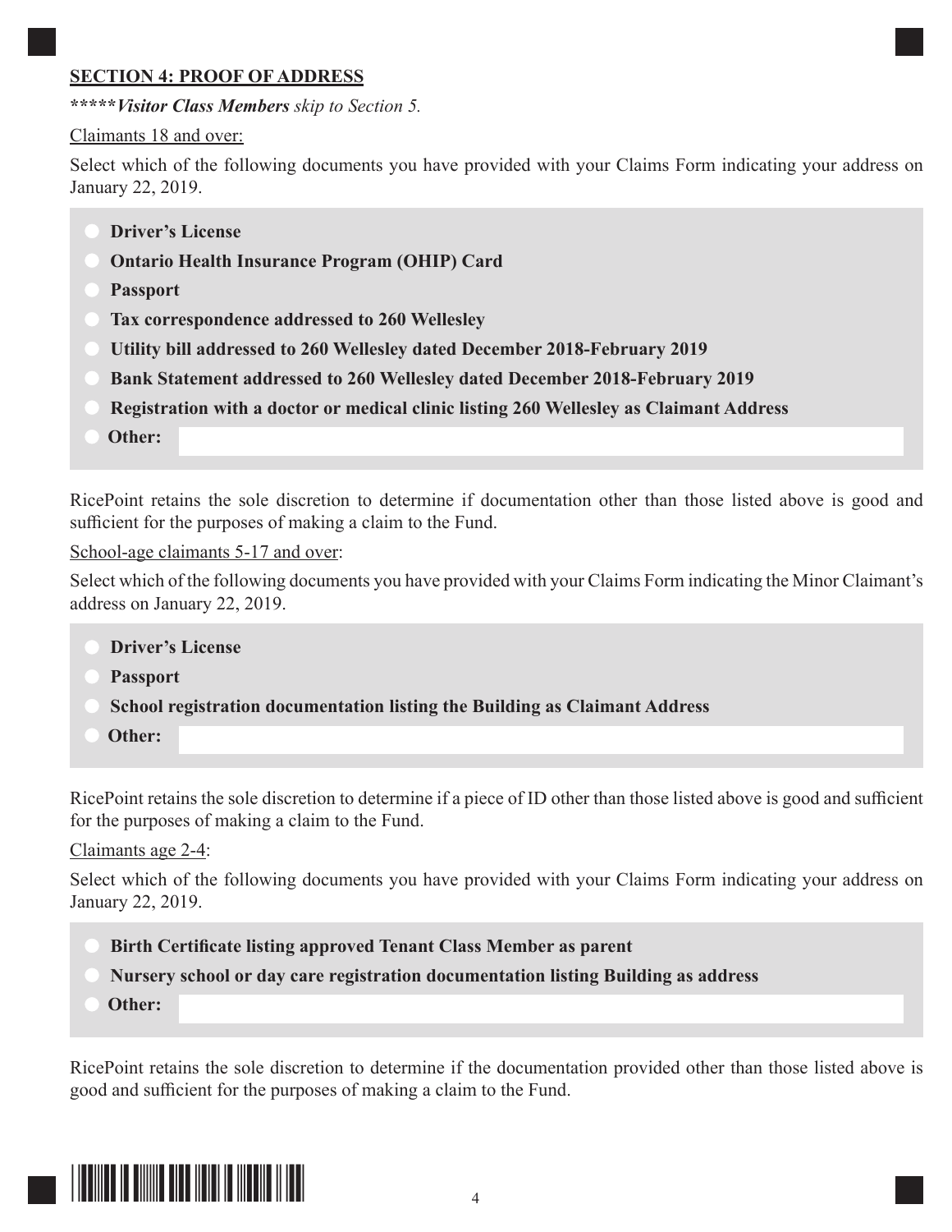## SECTION 4: PROOF OF ADDRESS

*****Visitor Class Members** *skip to Section 5.*

Claimants 18 and over:

Select which of the following documents you have provided with your Claims Form indicating your address on January 22, 2019.

- **Driver's License**
- **Ontario Health Insurance Program (OHIP) Card**
- **Passport**
- **Tax correspondence addressed to 260 Wellesley**
- **Utility bill addressed to 260 Wellesley dated December 2018-February 2019**
- **Bank Statement addressed to 260 Wellesley dated December 2018-February 2019**
- **Registration with a doctor or medical clinic listing 260 Wellesley as Claimant Address**
- **Other:** ______________________

RicePoint retains the sole discretion to determine if documentation other than those listed above is good and sufficient for the purposes of making a claim to the Fund.

School-age claimants 5-17 and over:

Select which of the following documents you have provided with your Claims Form indicating the Minor Claimant's address on January 22, 2019.

- **Driver's License**
- **Passport**
- **School registration documentation listing the Building as Claimant Address**
- **Other:** ______________________

RicePoint retains the sole discretion to determine if a piece of ID other than those listed above is good and sufficient for the purposes of making a claim to the Fund.

Claimants age 2-4:

Select which of the following documents you have provided with your Claims Form indicating your address on January 22, 2019.

- **Birth Certificate listing approved Tenant Class Member as parent**
- **Nursery school or day care registration documentation listing Building as address**
- **Other:** ______________________

RicePoint retains the sole discretion to determine if the documentation provided other than those listed above is good and sufficient for the purposes of making a claim to the Fund.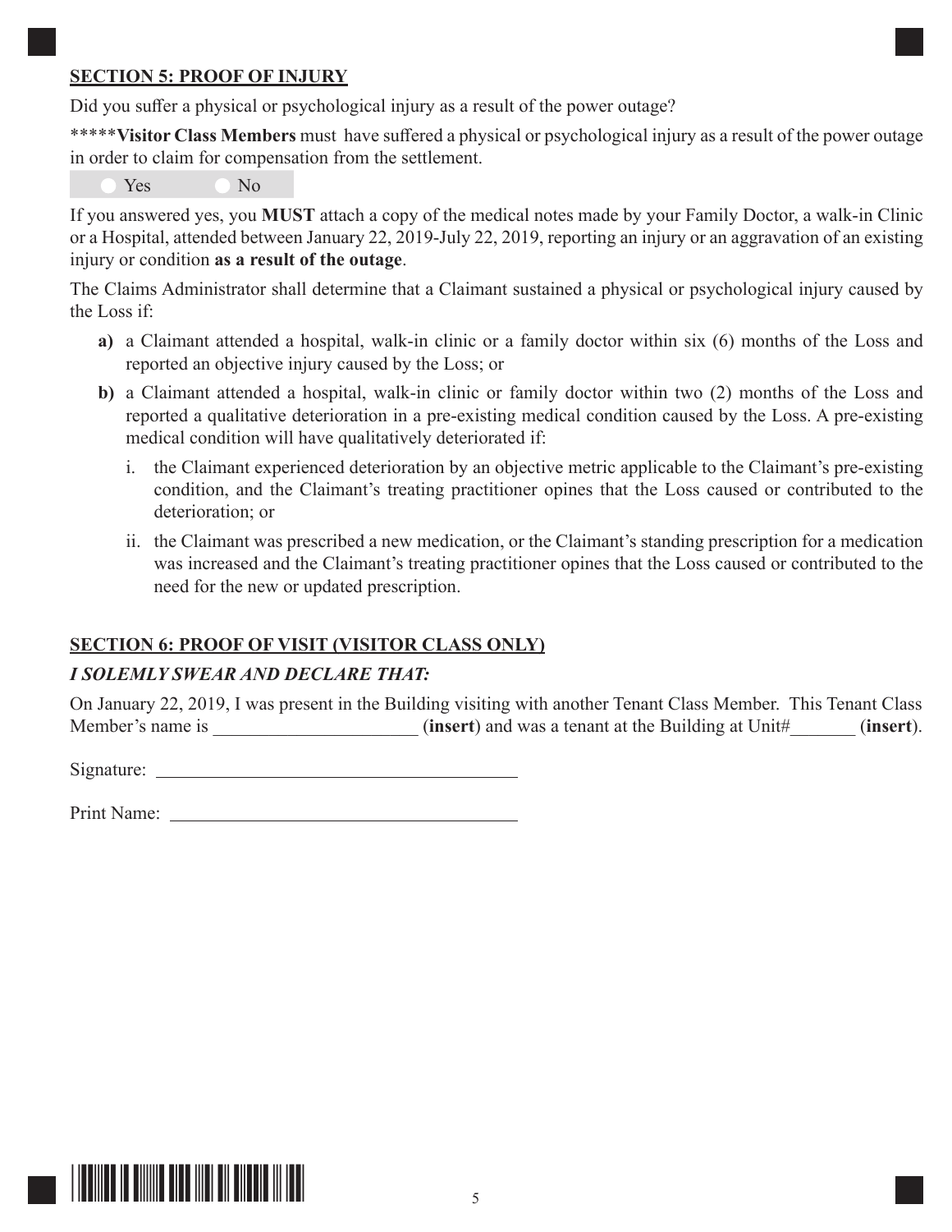## SECTION 5: PROOF OF INJURY

Did you suffer a physical or psychological injury as a result of the power outage?

*****__Visitor Class Members__ must have suffered a physical or psychological injury as a result of the power outage in order to claim for compensation from the settlement.

○ Yes ○ No

If you answered yes, you **MUST** attach a copy of the medical notes made by your Family Doctor, a walk-in Clinic or a Hospital, attended between January 22, 2019-July 22, 2019, reporting an injury or an aggravation of an existing injury or condition **as a result of the outage**.

The Claims Administrator shall determine that a Claimant sustained a physical or psychological injury caused by the Loss if:

**a)** a Claimant attended a hospital, walk-in clinic or a family doctor within six (6) months of the Loss and reported an objective injury caused by the Loss; or

**b)** a Claimant attended a hospital, walk-in clinic or family doctor within two (2) months of the Loss and reported a qualitative deterioration in a pre-existing medical condition caused by the Loss. A pre-existing medical condition will have qualitatively deteriorated if:

   i. the Claimant experienced deterioration by an objective metric applicable to the Claimant's pre-existing condition, and the Claimant's treating practitioner opines that the Loss caused or contributed to the deterioration; or

   ii. the Claimant was prescribed a new medication, or the Claimant's standing prescription for a medication was increased and the Claimant's treating practitioner opines that the Loss caused or contributed to the need for the new or updated prescription.

## SECTION 6: PROOF OF VISIT (VISITOR CLASS ONLY)

***I SOLEMLY SWEAR AND DECLARE THAT:***

On January 22, 2019, I was present in the Building visiting with another Tenant Class Member. This Tenant Class Member's name is ______________________ (**insert**) and was a tenant at the Building at Unit#_______ (**insert**).

Signature: ________________________________________

Print Name: ______________________________________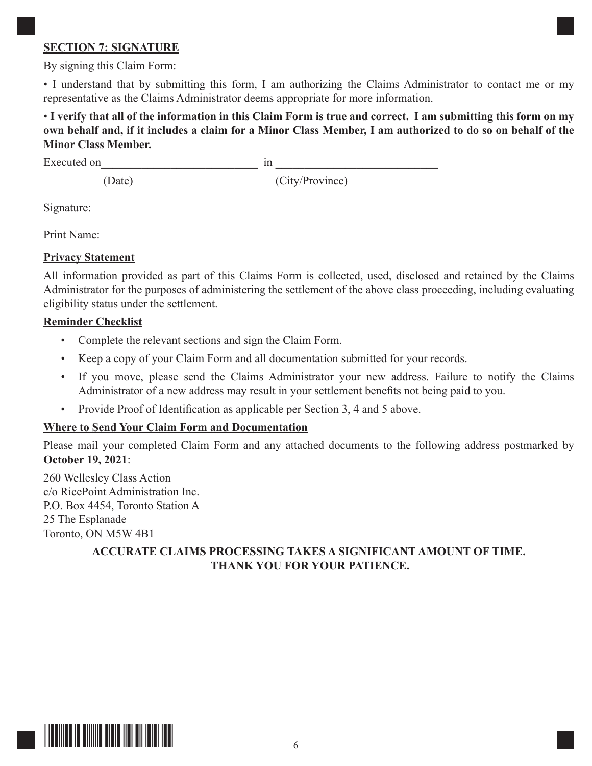## SECTION 7: SIGNATURE

By signing this Claim Form:

• I understand that by submitting this form, I am authorizing the Claims Administrator to contact me or my representative as the Claims Administrator deems appropriate for more information.

• **I verify that all of the information in this Claim Form is true and correct. I am submitting this form on my own behalf and, if it includes a claim for a Minor Class Member, I am authorized to do so on behalf of the Minor Class Member.**

Executed on\_\_\_\_\_\_\_\_\_\_\_\_\_\_\_\_\_\_\_\_\_\_\_\_\_\_ in \_\_\_\_\_\_\_\_\_\_\_\_\_\_\_\_\_\_\_\_\_\_\_\_\_\_\_

(Date) (City/Province)

Signature: \_\_\_\_\_\_\_\_\_\_\_\_\_\_\_\_\_\_\_\_\_\_\_\_\_\_\_\_\_\_\_\_\_\_\_\_\_\_

Print Name: \_\_\_\_\_\_\_\_\_\_\_\_\_\_\_\_\_\_\_\_\_\_\_\_\_\_\_\_\_\_\_\_\_\_\_\_\_

### Privacy Statement

All information provided as part of this Claims Form is collected, used, disclosed and retained by the Claims Administrator for the purposes of administering the settlement of the above class proceeding, including evaluating eligibility status under the settlement.

### Reminder Checklist

- Complete the relevant sections and sign the Claim Form.
- Keep a copy of your Claim Form and all documentation submitted for your records.
- If you move, please send the Claims Administrator your new address. Failure to notify the Claims Administrator of a new address may result in your settlement benefits not being paid to you.
- Provide Proof of Identification as applicable per Section 3, 4 and 5 above.

### Where to Send Your Claim Form and Documentation

Please mail your completed Claim Form and any attached documents to the following address postmarked by **October 19, 2021**:

260 Wellesley Class Action
c/o RicePoint Administration Inc.
P.O. Box 4454, Toronto Station A
25 The Esplanade
Toronto, ON M5W 4B1

**ACCURATE CLAIMS PROCESSING TAKES A SIGNIFICANT AMOUNT OF TIME.
THANK YOU FOR YOUR PATIENCE.**